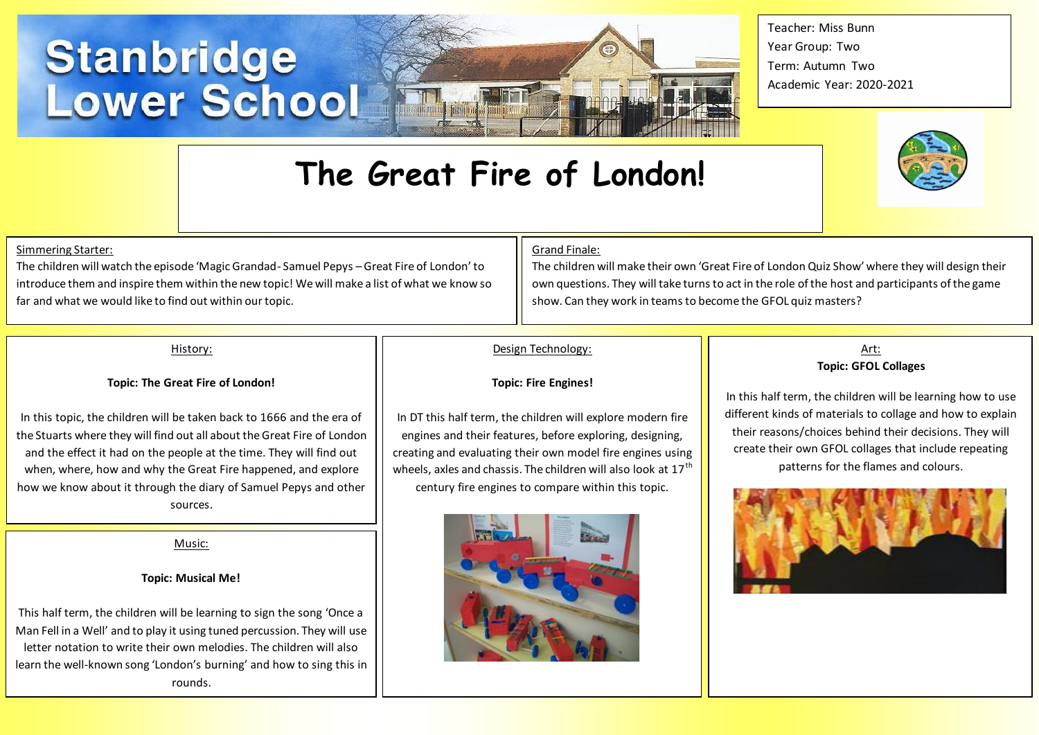# Stanbridge Lower School

Teacher: Miss Bunn
Year Group: Two
Term: Autumn Two
Academic Year: 2020-2021

# The Great Fire of London!

## Simmering Starter:

The children will watch the episode 'Magic Grandad- Samuel Pepys – Great Fire of London' to introduce them and inspire them within the new topic! We will make a list of what we know so far and what we would like to find out within our topic.

## Grand Finale:

The children will make their own 'Great Fire of London Quiz Show' where they will design their own questions. They will take turns to act in the role of the host and participants of the game show. Can they work in teams to become the GFOL quiz masters?

## History:

**Topic: The Great Fire of London!**

In this topic, the children will be taken back to 1666 and the era of the Stuarts where they will find out all about the Great Fire of London and the effect it had on the people at the time. They will find out when, where, how and why the Great Fire happened, and explore how we know about it through the diary of Samuel Pepys and other sources.

## Music:

**Topic: Musical Me!**

This half term, the children will be learning to sign the song 'Once a Man Fell in a Well' and to play it using tuned percussion. They will use letter notation to write their own melodies. The children will also learn the well-known song 'London's burning' and how to sing this in rounds.

## Design Technology:

**Topic: Fire Engines!**

In DT this half term, the children will explore modern fire engines and their features, before exploring, designing, creating and evaluating their own model fire engines using wheels, axles and chassis. The children will also look at 17th century fire engines to compare within this topic.

## Art:

**Topic: GFOL Collages**

In this half term, the children will be learning how to use different kinds of materials to collage and how to explain their reasons/choices behind their decisions. They will create their own GFOL collages that include repeating patterns for the flames and colours.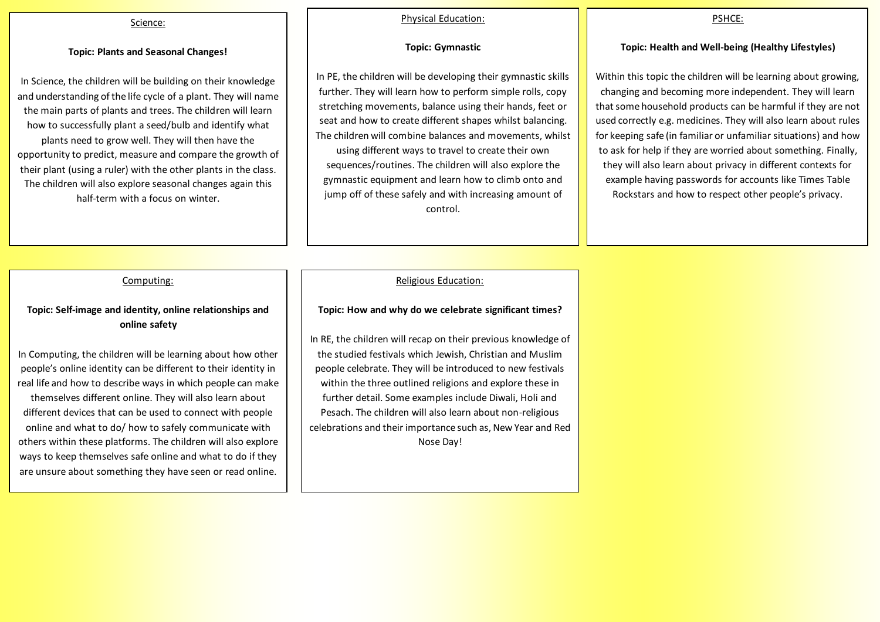## Science:

**Topic: Plants and Seasonal Changes!**

In Science, the children will be building on their knowledge and understanding of the life cycle of a plant. They will name the main parts of plants and trees. The children will learn how to successfully plant a seed/bulb and identify what plants need to grow well. They will then have the opportunity to predict, measure and compare the growth of their plant (using a ruler) with the other plants in the class. The children will also explore seasonal changes again this half-term with a focus on winter.

## Physical Education:

**Topic: Gymnastic**

In PE, the children will be developing their gymnastic skills further. They will learn how to perform simple rolls, copy stretching movements, balance using their hands, feet or seat and how to create different shapes whilst balancing. The children will combine balances and movements, whilst using different ways to travel to create their own sequences/routines. The children will also explore the gymnastic equipment and learn how to climb onto and jump off of these safely and with increasing amount of control.

## PSHCE:

**Topic: Health and Well-being (Healthy Lifestyles)**

Within this topic the children will be learning about growing, changing and becoming more independent. They will learn that some household products can be harmful if they are not used correctly e.g. medicines. They will also learn about rules for keeping safe (in familiar or unfamiliar situations) and how to ask for help if they are worried about something. Finally, they will also learn about privacy in different contexts for example having passwords for accounts like Times Table Rockstars and how to respect other people's privacy.

## Computing:

**Topic: Self-image and identity, online relationships and online safety**

In Computing, the children will be learning about how other people's online identity can be different to their identity in real life and how to describe ways in which people can make themselves different online. They will also learn about different devices that can be used to connect with people online and what to do/ how to safely communicate with others within these platforms. The children will also explore ways to keep themselves safe online and what to do if they are unsure about something they have seen or read online.

## Religious Education:

**Topic: How and why do we celebrate significant times?**

In RE, the children will recap on their previous knowledge of the studied festivals which Jewish, Christian and Muslim people celebrate. They will be introduced to new festivals within the three outlined religions and explore these in further detail. Some examples include Diwali, Holi and Pesach. The children will also learn about non-religious celebrations and their importance such as, New Year and Red Nose Day!